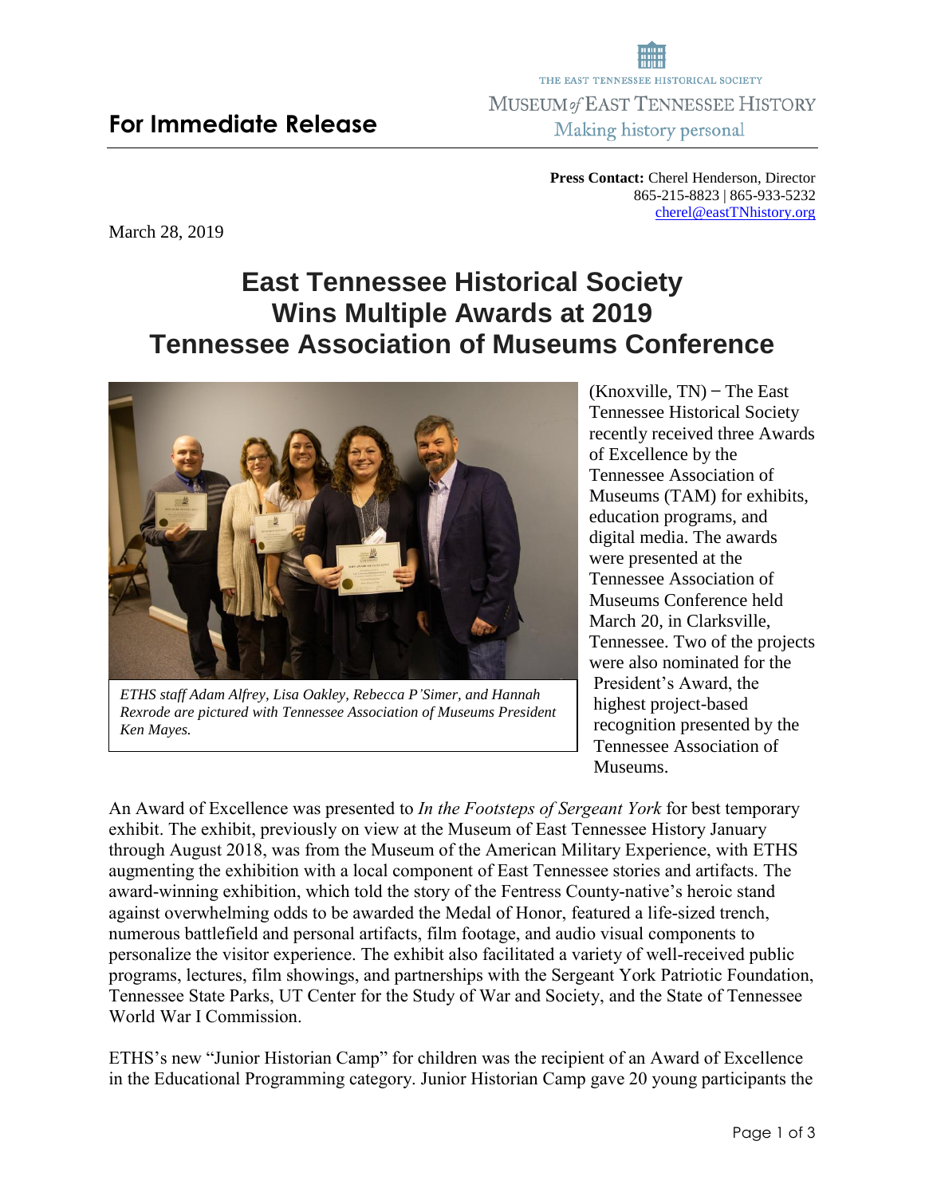**For Immediate Release**

THE EAST TENNESSEE HISTORICAL SOCIETY
MUSEUM *of* EAST TENNESSEE HISTORY
Making history personal

**Press Contact:** Cherel Henderson, Director
865-215-8823 | 865-933-5232
cherel@eastTNhistory.org

March 28, 2019

# East Tennessee Historical Society Wins Multiple Awards at 2019 Tennessee Association of Museums Conference

*ETHS staff Adam Alfrey, Lisa Oakley, Rebecca P'Simer, and Hannah Rexrode are pictured with Tennessee Association of Museums President Ken Mayes.*

(Knoxville, TN) – The East Tennessee Historical Society recently received three Awards of Excellence by the Tennessee Association of Museums (TAM) for exhibits, education programs, and digital media. The awards were presented at the Tennessee Association of Museums Conference held March 20, in Clarksville, Tennessee. Two of the projects were also nominated for the President's Award, the highest project-based recognition presented by the Tennessee Association of Museums.

An Award of Excellence was presented to *In the Footsteps of Sergeant York* for best temporary exhibit. The exhibit, previously on view at the Museum of East Tennessee History January through August 2018, was from the Museum of the American Military Experience, with ETHS augmenting the exhibition with a local component of East Tennessee stories and artifacts. The award-winning exhibition, which told the story of the Fentress County-native's heroic stand against overwhelming odds to be awarded the Medal of Honor, featured a life-sized trench, numerous battlefield and personal artifacts, film footage, and audio visual components to personalize the visitor experience. The exhibit also facilitated a variety of well-received public programs, lectures, film showings, and partnerships with the Sergeant York Patriotic Foundation, Tennessee State Parks, UT Center for the Study of War and Society, and the State of Tennessee World War I Commission.

ETHS's new "Junior Historian Camp" for children was the recipient of an Award of Excellence in the Educational Programming category. Junior Historian Camp gave 20 young participants the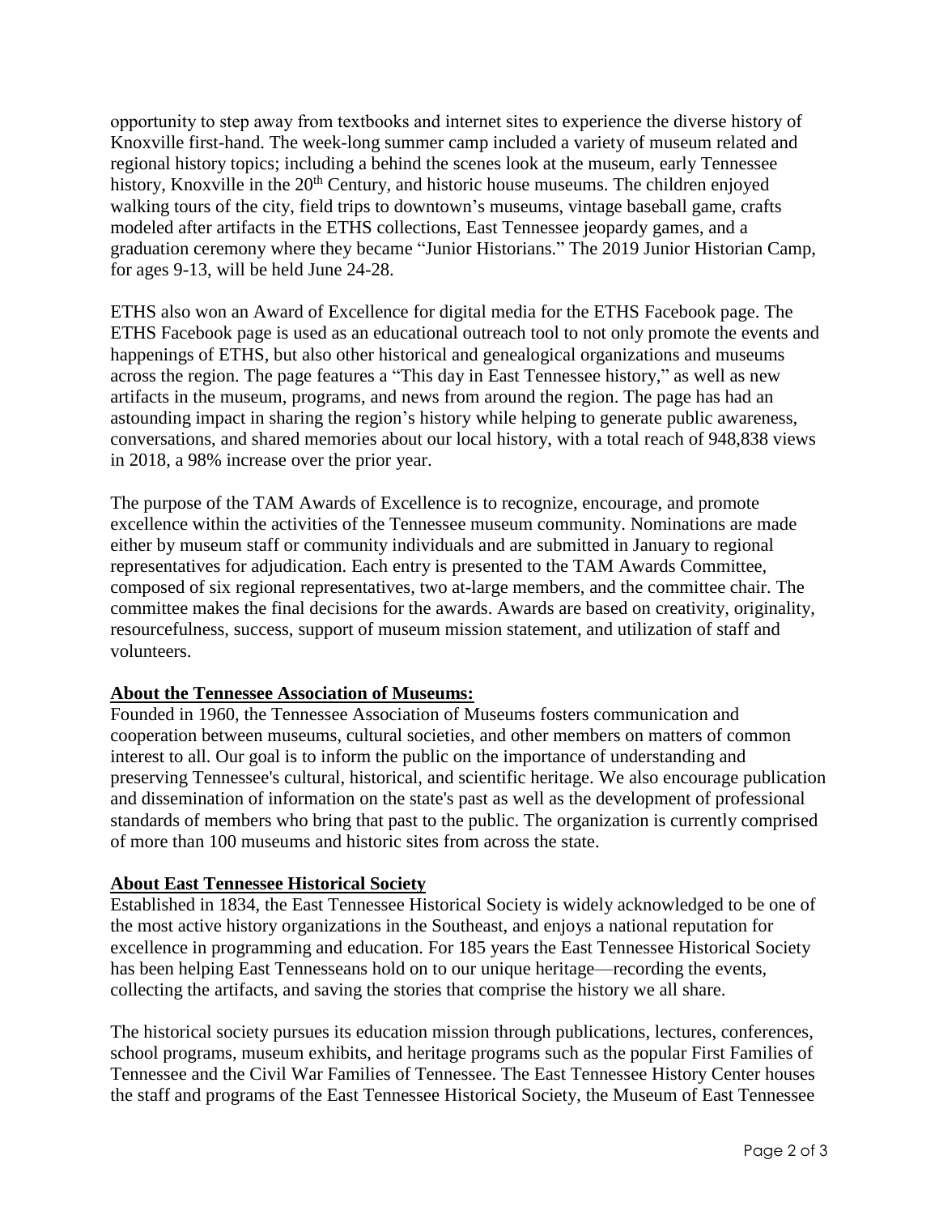opportunity to step away from textbooks and internet sites to experience the diverse history of Knoxville first-hand. The week-long summer camp included a variety of museum related and regional history topics; including a behind the scenes look at the museum, early Tennessee history, Knoxville in the 20th Century, and historic house museums. The children enjoyed walking tours of the city, field trips to downtown's museums, vintage baseball game, crafts modeled after artifacts in the ETHS collections, East Tennessee jeopardy games, and a graduation ceremony where they became "Junior Historians." The 2019 Junior Historian Camp, for ages 9-13, will be held June 24-28.

ETHS also won an Award of Excellence for digital media for the ETHS Facebook page. The ETHS Facebook page is used as an educational outreach tool to not only promote the events and happenings of ETHS, but also other historical and genealogical organizations and museums across the region. The page features a "This day in East Tennessee history," as well as new artifacts in the museum, programs, and news from around the region. The page has had an astounding impact in sharing the region's history while helping to generate public awareness, conversations, and shared memories about our local history, with a total reach of 948,838 views in 2018, a 98% increase over the prior year.

The purpose of the TAM Awards of Excellence is to recognize, encourage, and promote excellence within the activities of the Tennessee museum community. Nominations are made either by museum staff or community individuals and are submitted in January to regional representatives for adjudication. Each entry is presented to the TAM Awards Committee, composed of six regional representatives, two at-large members, and the committee chair. The committee makes the final decisions for the awards. Awards are based on creativity, originality, resourcefulness, success, support of museum mission statement, and utilization of staff and volunteers.

**About the Tennessee Association of Museums:**

Founded in 1960, the Tennessee Association of Museums fosters communication and cooperation between museums, cultural societies, and other members on matters of common interest to all. Our goal is to inform the public on the importance of understanding and preserving Tennessee's cultural, historical, and scientific heritage. We also encourage publication and dissemination of information on the state's past as well as the development of professional standards of members who bring that past to the public. The organization is currently comprised of more than 100 museums and historic sites from across the state.

**About East Tennessee Historical Society**

Established in 1834, the East Tennessee Historical Society is widely acknowledged to be one of the most active history organizations in the Southeast, and enjoys a national reputation for excellence in programming and education. For 185 years the East Tennessee Historical Society has been helping East Tennesseans hold on to our unique heritage—recording the events, collecting the artifacts, and saving the stories that comprise the history we all share.

The historical society pursues its education mission through publications, lectures, conferences, school programs, museum exhibits, and heritage programs such as the popular First Families of Tennessee and the Civil War Families of Tennessee. The East Tennessee History Center houses the staff and programs of the East Tennessee Historical Society, the Museum of East Tennessee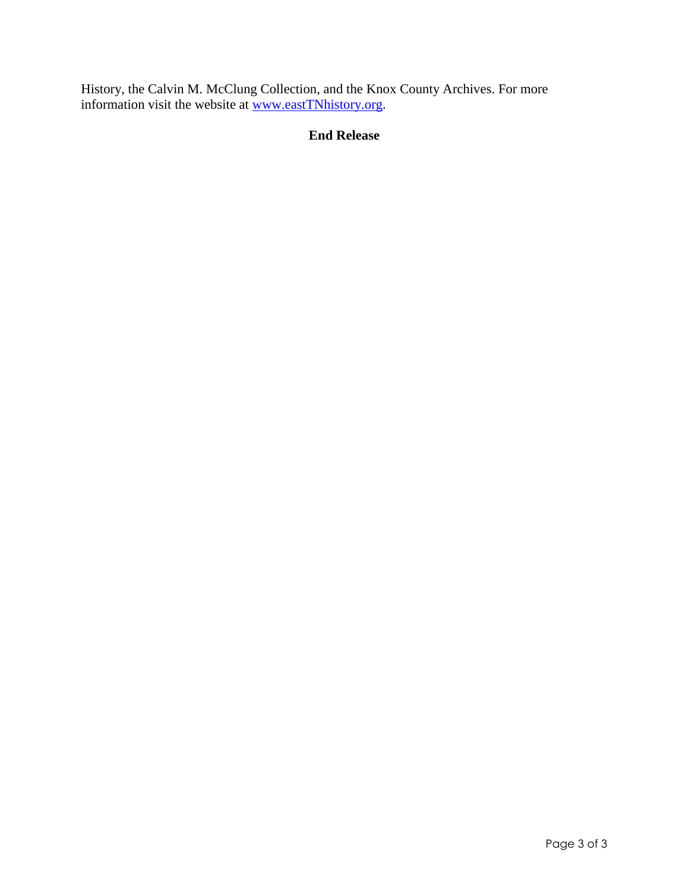History, the Calvin M. McClung Collection, and the Knox County Archives. For more information visit the website at [www.eastTNhistory.org](http://www.eastTNhistory.org).

**End Release**